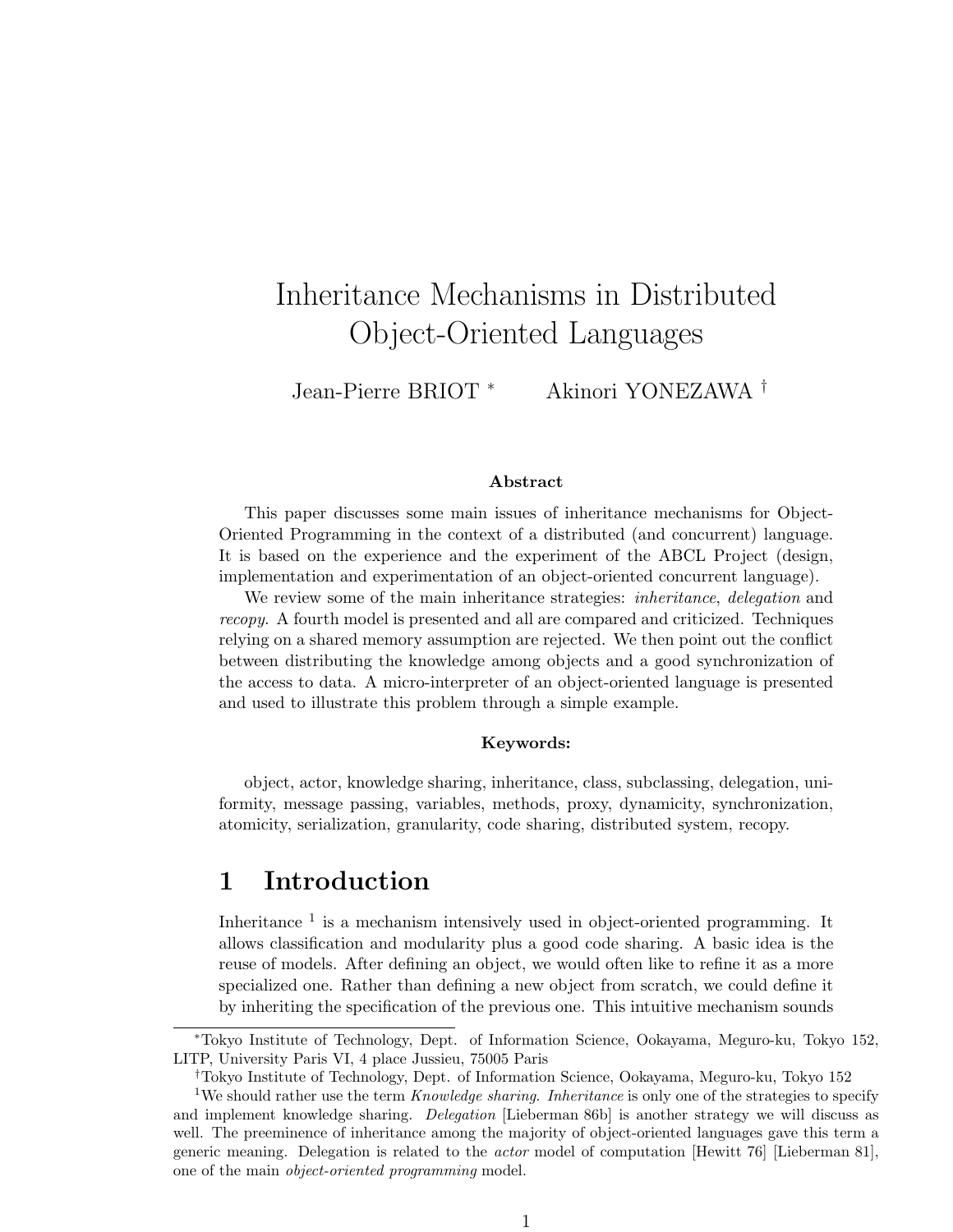# Inheritance Mechanisms in Distributed Object-Oriented Languages

Jean-Pierre BRIOT [*] Akinori YONEZAWA [†]

### Abstract

This paper discusses some main issues of inheritance mechanisms for Object-Oriented Programming in the context of a distributed (and concurrent) language. It is based on the experience and the experiment of the ABCL Project (design, implementation and experimentation of an object-oriented concurrent language).

We review some of the main inheritance strategies: *inheritance*, *delegation* and *recopy*. A fourth model is presented and all are compared and criticized. Techniques relying on a shared memory assumption are rejected. We then point out the conflict between distributing the knowledge among objects and a good synchronization of the access to data. A micro-interpreter of an object-oriented language is presented and used to illustrate this problem through a simple example.

### Keywords:

object, actor, knowledge sharing, inheritance, class, subclassing, delegation, uniformity, message passing, variables, methods, proxy, dynamicity, synchronization, atomicity, serialization, granularity, code sharing, distributed system, recopy.

## 1 Introduction

Inheritance [1] is a mechanism intensively used in object-oriented programming. It allows classification and modularity plus a good code sharing. A basic idea is the reuse of models. After defining an object, we would often like to refine it as a more specialized one. Rather than defining a new object from scratch, we could define it by inheriting the specification of the previous one. This intuitive mechanism sounds

---

[*] Tokyo Institute of Technology, Dept. of Information Science, Ookayama, Meguro-ku, Tokyo 152, LITP, University Paris VI, 4 place Jussieu, 75005 Paris

[†] Tokyo Institute of Technology, Dept. of Information Science, Ookayama, Meguro-ku, Tokyo 152

[1] We should rather use the term *Knowledge sharing*. *Inheritance* is only one of the strategies to specify and implement knowledge sharing. *Delegation* [Lieberman 86b] is another strategy we will discuss as well. The preeminence of inheritance among the majority of object-oriented languages gave this term a generic meaning. Delegation is related to the *actor* model of computation [Hewitt 76] [Lieberman 81], one of the main *object-oriented programming* model.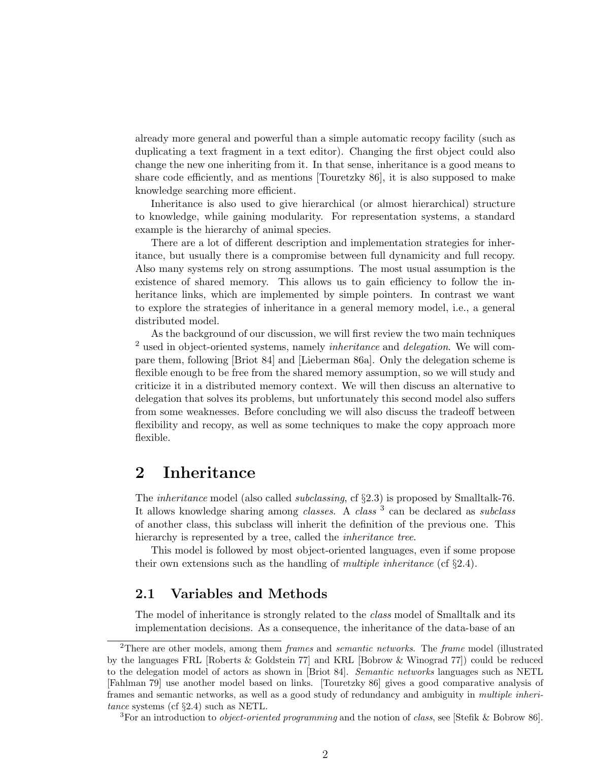already more general and powerful than a simple automatic recopy facility (such as duplicating a text fragment in a text editor). Changing the first object could also change the new one inheriting from it. In that sense, inheritance is a good means to share code efficiently, and as mentions [Touretzky 86], it is also supposed to make knowledge searching more efficient.

Inheritance is also used to give hierarchical (or almost hierarchical) structure to knowledge, while gaining modularity. For representation systems, a standard example is the hierarchy of animal species.

There are a lot of different description and implementation strategies for inheritance, but usually there is a compromise between full dynamicity and full recopy. Also many systems rely on strong assumptions. The most usual assumption is the existence of shared memory. This allows us to gain efficiency to follow the inheritance links, which are implemented by simple pointers. In contrast we want to explore the strategies of inheritance in a general memory model, i.e., a general distributed model.

As the background of our discussion, we will first review the two main techniques [2] used in object-oriented systems, namely *inheritance* and *delegation*. We will compare them, following [Briot 84] and [Lieberman 86a]. Only the delegation scheme is flexible enough to be free from the shared memory assumption, so we will study and criticize it in a distributed memory context. We will then discuss an alternative to delegation that solves its problems, but unfortunately this second model also suffers from some weaknesses. Before concluding we will also discuss the tradeoff between flexibility and recopy, as well as some techniques to make the copy approach more flexible.

# 2 Inheritance

The *inheritance* model (also called *subclassing*, cf §2.3) is proposed by Smalltalk-76. It allows knowledge sharing among *classes*. A *class* [3] can be declared as *subclass* of another class, this subclass will inherit the definition of the previous one. This hierarchy is represented by a tree, called the *inheritance tree*.

This model is followed by most object-oriented languages, even if some propose their own extensions such as the handling of *multiple inheritance* (cf §2.4).

## 2.1 Variables and Methods

The model of inheritance is strongly related to the *class* model of Smalltalk and its implementation decisions. As a consequence, the inheritance of the data-base of an

---

[2] There are other models, among them *frames* and *semantic networks*. The *frame* model (illustrated by the languages FRL [Roberts & Goldstein 77] and KRL [Bobrow & Winograd 77]) could be reduced to the delegation model of actors as shown in [Briot 84]. *Semantic networks* languages such as NETL [Fahlman 79] use another model based on links. [Touretzky 86] gives a good comparative analysis of frames and semantic networks, as well as a good study of redundancy and ambiguity in *multiple inheritance* systems (cf §2.4) such as NETL.

[3] For an introduction to *object-oriented programming* and the notion of *class*, see [Stefik & Bobrow 86].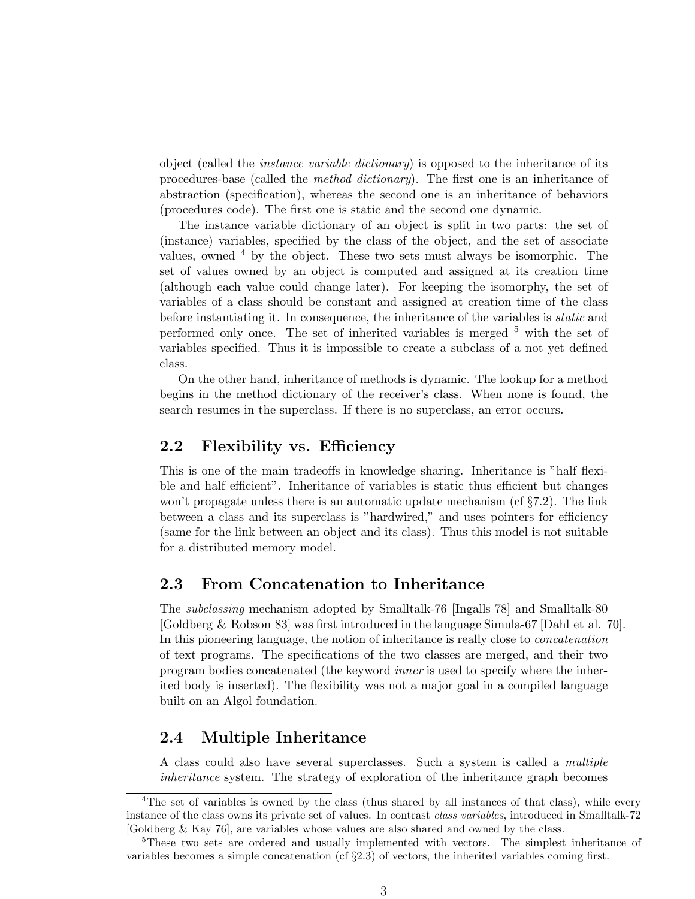object (called the *instance variable dictionary*) is opposed to the inheritance of its procedures-base (called the *method dictionary*). The first one is an inheritance of abstraction (specification), whereas the second one is an inheritance of behaviors (procedures code). The first one is static and the second one dynamic.

The instance variable dictionary of an object is split in two parts: the set of (instance) variables, specified by the class of the object, and the set of associate values, owned [4] by the object. These two sets must always be isomorphic. The set of values owned by an object is computed and assigned at its creation time (although each value could change later). For keeping the isomorphy, the set of variables of a class should be constant and assigned at creation time of the class before instantiating it. In consequence, the inheritance of the variables is *static* and performed only once. The set of inherited variables is merged [5] with the set of variables specified. Thus it is impossible to create a subclass of a not yet defined class.

On the other hand, inheritance of methods is dynamic. The lookup for a method begins in the method dictionary of the receiver's class. When none is found, the search resumes in the superclass. If there is no superclass, an error occurs.

## 2.2 Flexibility vs. Efficiency

This is one of the main tradeoffs in knowledge sharing. Inheritance is "half flexible and half efficient". Inheritance of variables is static thus efficient but changes won't propagate unless there is an automatic update mechanism (cf §7.2). The link between a class and its superclass is "hardwired," and uses pointers for efficiency (same for the link between an object and its class). Thus this model is not suitable for a distributed memory model.

## 2.3 From Concatenation to Inheritance

The *subclassing* mechanism adopted by Smalltalk-76 [Ingalls 78] and Smalltalk-80 [Goldberg & Robson 83] was first introduced in the language Simula-67 [Dahl et al. 70]. In this pioneering language, the notion of inheritance is really close to *concatenation* of text programs. The specifications of the two classes are merged, and their two program bodies concatenated (the keyword *inner* is used to specify where the inherited body is inserted). The flexibility was not a major goal in a compiled language built on an Algol foundation.

## 2.4 Multiple Inheritance

A class could also have several superclasses. Such a system is called a *multiple inheritance* system. The strategy of exploration of the inheritance graph becomes

---

[4] The set of variables is owned by the class (thus shared by all instances of that class), while every instance of the class owns its private set of values. In contrast *class variables*, introduced in Smalltalk-72 [Goldberg & Kay 76], are variables whose values are also shared and owned by the class.

[5] These two sets are ordered and usually implemented with vectors. The simplest inheritance of variables becomes a simple concatenation (cf §2.3) of vectors, the inherited variables coming first.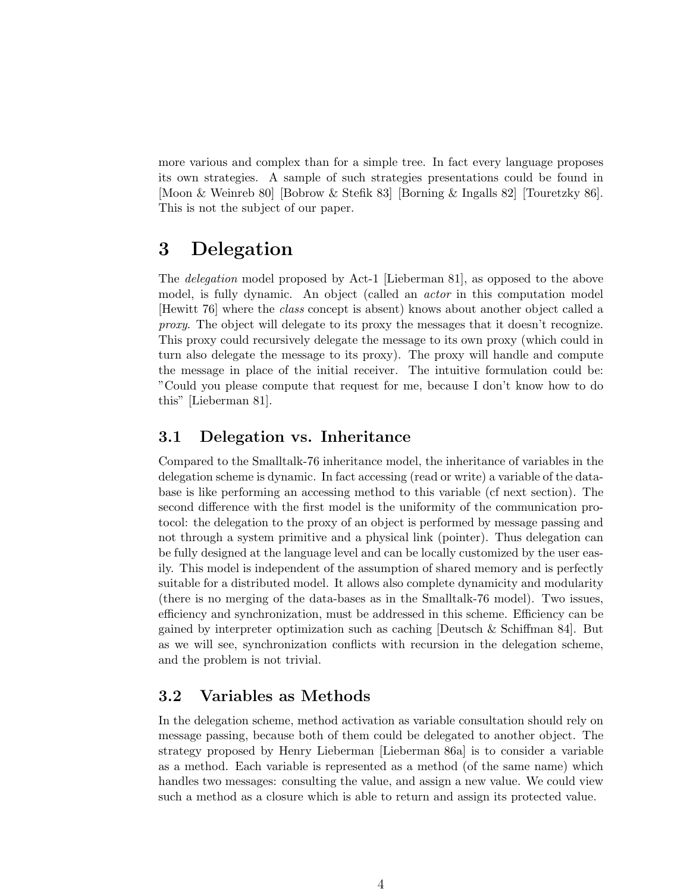more various and complex than for a simple tree. In fact every language proposes its own strategies. A sample of such strategies presentations could be found in [Moon & Weinreb 80] [Bobrow & Stefik 83] [Borning & Ingalls 82] [Touretzky 86]. This is not the subject of our paper.

# 3 Delegation

The *delegation* model proposed by Act-1 [Lieberman 81], as opposed to the above model, is fully dynamic. An object (called an *actor* in this computation model [Hewitt 76] where the *class* concept is absent) knows about another object called a *proxy*. The object will delegate to its proxy the messages that it doesn't recognize. This proxy could recursively delegate the message to its own proxy (which could in turn also delegate the message to its proxy). The proxy will handle and compute the message in place of the initial receiver. The intuitive formulation could be: "Could you please compute that request for me, because I don't know how to do this" [Lieberman 81].

## 3.1 Delegation vs. Inheritance

Compared to the Smalltalk-76 inheritance model, the inheritance of variables in the delegation scheme is dynamic. In fact accessing (read or write) a variable of the data-base is like performing an accessing method to this variable (cf next section). The second difference with the first model is the uniformity of the communication protocol: the delegation to the proxy of an object is performed by message passing and not through a system primitive and a physical link (pointer). Thus delegation can be fully designed at the language level and can be locally customized by the user easily. This model is independent of the assumption of shared memory and is perfectly suitable for a distributed model. It allows also complete dynamicity and modularity (there is no merging of the data-bases as in the Smalltalk-76 model). Two issues, efficiency and synchronization, must be addressed in this scheme. Efficiency can be gained by interpreter optimization such as caching [Deutsch & Schiffman 84]. But as we will see, synchronization conflicts with recursion in the delegation scheme, and the problem is not trivial.

## 3.2 Variables as Methods

In the delegation scheme, method activation as variable consultation should rely on message passing, because both of them could be delegated to another object. The strategy proposed by Henry Lieberman [Lieberman 86a] is to consider a variable as a method. Each variable is represented as a method (of the same name) which handles two messages: consulting the value, and assign a new value. We could view such a method as a closure which is able to return and assign its protected value.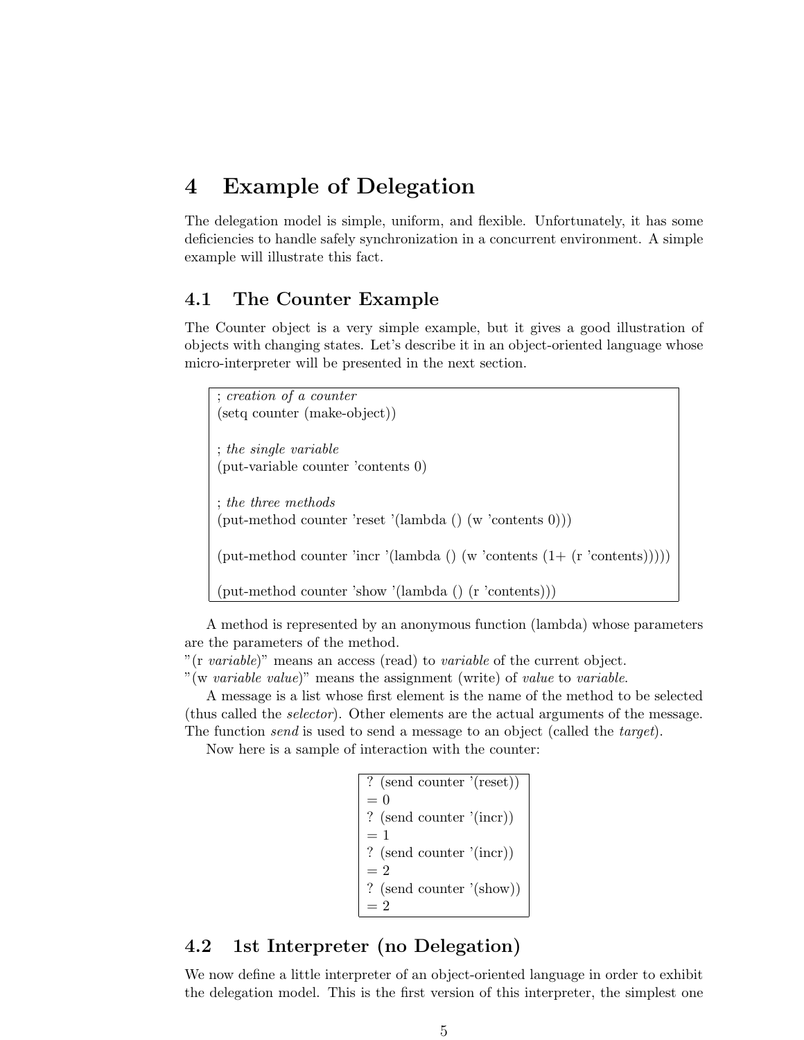# 4 Example of Delegation

The delegation model is simple, uniform, and flexible. Unfortunately, it has some deficiencies to handle safely synchronization in a concurrent environment. A simple example will illustrate this fact.

## 4.1 The Counter Example

The Counter object is a very simple example, but it gives a good illustration of objects with changing states. Let's describe it in an object-oriented language whose micro-interpreter will be presented in the next section.

```
; creation of a counter
(setq counter (make-object))

; the single variable
(put-variable counter 'contents 0)

; the three methods
(put-method counter 'reset '(lambda () (w 'contents 0)))

(put-method counter 'incr '(lambda () (w 'contents (1+ (r 'contents)))))

(put-method counter 'show '(lambda () (r 'contents)))
```

A method is represented by an anonymous function (lambda) whose parameters are the parameters of the method.
"(r *variable*)" means an access (read) to *variable* of the current object.
"(w *variable value*)" means the assignment (write) of *value* to *variable*.

A message is a list whose first element is the name of the method to be selected (thus called the *selector*). Other elements are the actual arguments of the message. The function *send* is used to send a message to an object (called the *target*).

Now here is a sample of interaction with the counter:

```
? (send counter '(reset))
= 0
? (send counter '(incr))
= 1
? (send counter '(incr))
= 2
? (send counter '(show))
= 2
```

## 4.2 1st Interpreter (no Delegation)

We now define a little interpreter of an object-oriented language in order to exhibit the delegation model. This is the first version of this interpreter, the simplest one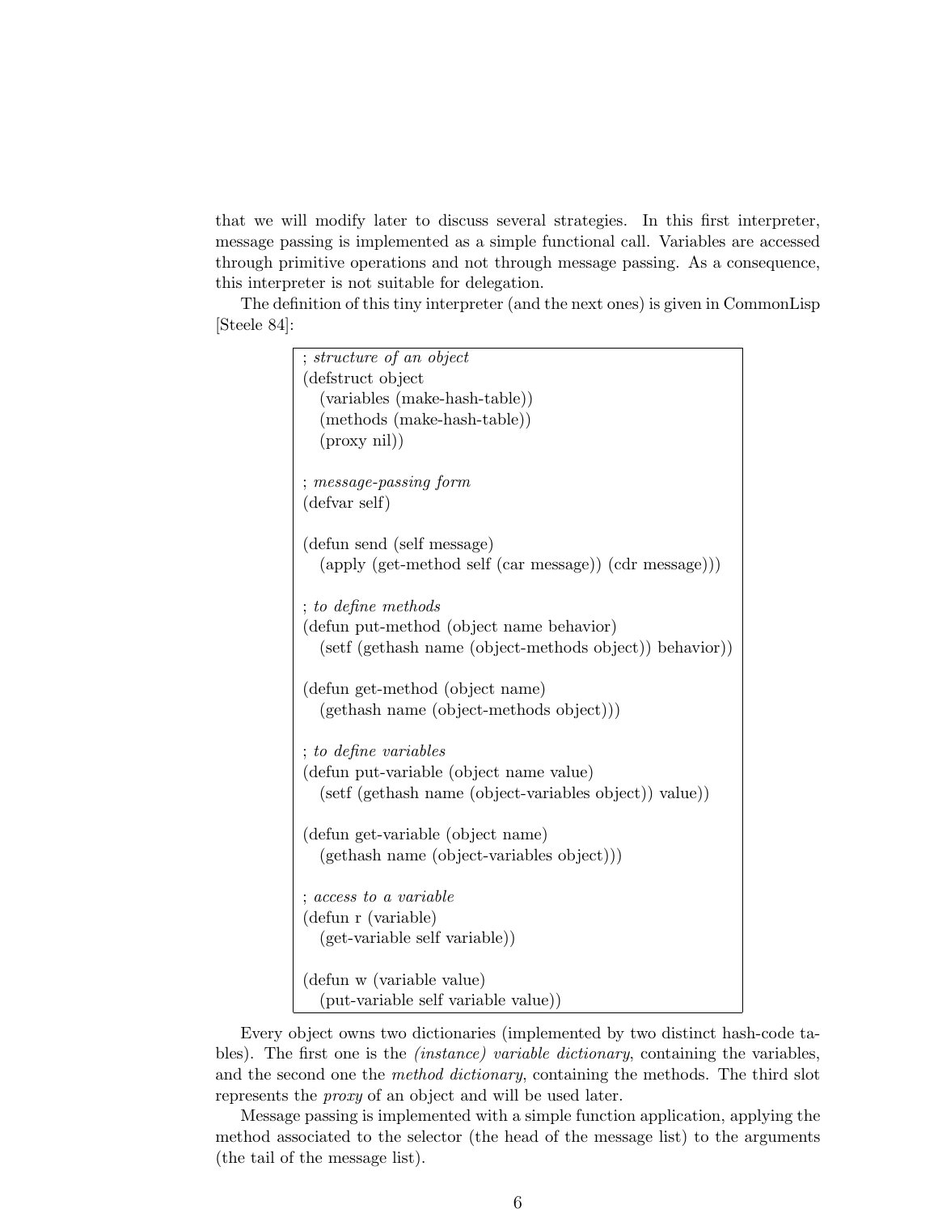that we will modify later to discuss several strategies. In this first interpreter, message passing is implemented as a simple functional call. Variables are accessed through primitive operations and not through message passing. As a consequence, this interpreter is not suitable for delegation.

The definition of this tiny interpreter (and the next ones) is given in CommonLisp [Steele 84]:

```
; structure of an object
(defstruct object
   (variables (make-hash-table))
   (methods (make-hash-table))
   (proxy nil))

; message-passing form
(defvar self)

(defun send (self message)
   (apply (get-method self (car message)) (cdr message)))

; to define methods
(defun put-method (object name behavior)
   (setf (gethash name (object-methods object)) behavior))

(defun get-method (object name)
   (gethash name (object-methods object)))

; to define variables
(defun put-variable (object name value)
   (setf (gethash name (object-variables object)) value))

(defun get-variable (object name)
   (gethash name (object-variables object)))

; access to a variable
(defun r (variable)
   (get-variable self variable))

(defun w (variable value)
   (put-variable self variable value))
```

Every object owns two dictionaries (implemented by two distinct hash-code tables). The first one is the *(instance) variable dictionary*, containing the variables, and the second one the *method dictionary*, containing the methods. The third slot represents the *proxy* of an object and will be used later.

Message passing is implemented with a simple function application, applying the method associated to the selector (the head of the message list) to the arguments (the tail of the message list).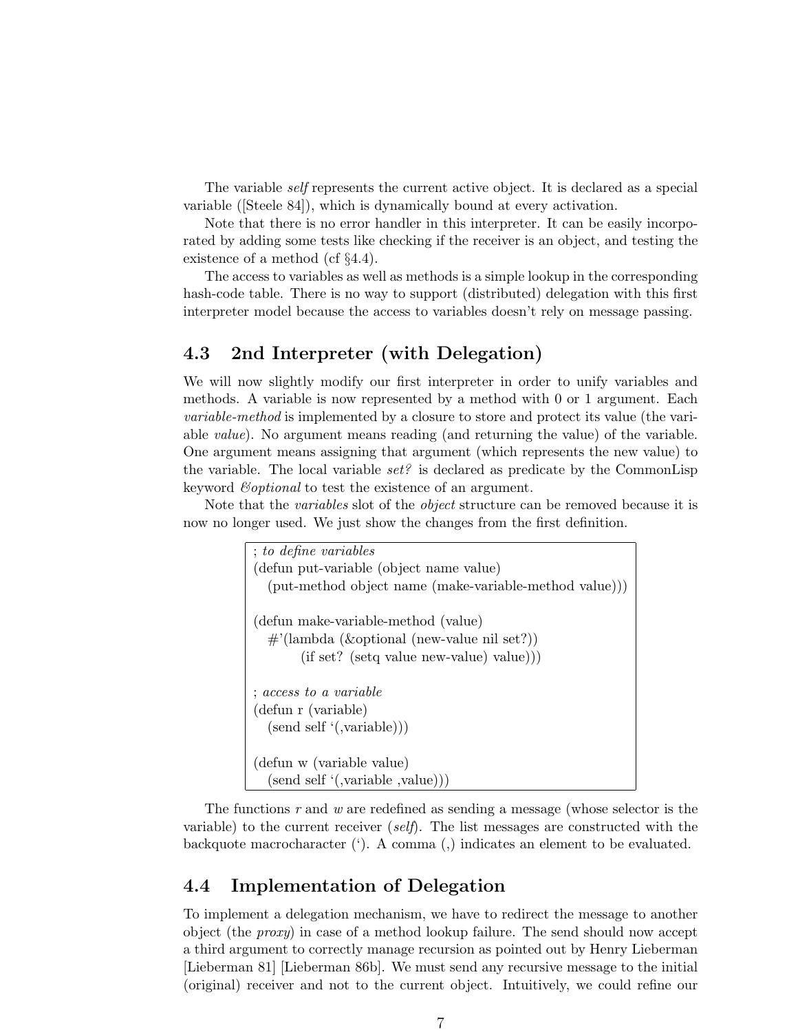The variable *self* represents the current active object. It is declared as a special variable ([Steele 84]), which is dynamically bound at every activation.

Note that there is no error handler in this interpreter. It can be easily incorporated by adding some tests like checking if the receiver is an object, and testing the existence of a method (cf §4.4).

The access to variables as well as methods is a simple lookup in the corresponding hash-code table. There is no way to support (distributed) delegation with this first interpreter model because the access to variables doesn't rely on message passing.

## 4.3 2nd Interpreter (with Delegation)

We will now slightly modify our first interpreter in order to unify variables and methods. A variable is now represented by a method with 0 or 1 argument. Each *variable-method* is implemented by a closure to store and protect its value (the variable *value*). No argument means reading (and returning the value) of the variable. One argument means assigning that argument (which represents the new value) to the variable. The local variable *set?* is declared as predicate by the CommonLisp keyword *&optional* to test the existence of an argument.

Note that the *variables* slot of the *object* structure can be removed because it is now no longer used. We just show the changes from the first definition.

```
; to define variables
(defun put-variable (object name value)
  (put-method object name (make-variable-method value)))

(defun make-variable-method (value)
  #'(lambda (&optional (new-value nil set?))
      (if set? (setq value new-value) value)))

; access to a variable
(defun r (variable)
  (send self `(,variable)))

(defun w (variable value)
  (send self `(,variable ,value)))
```

The functions *r* and *w* are redefined as sending a message (whose selector is the variable) to the current receiver (*self*). The list messages are constructed with the backquote macrocharacter (`). A comma (,) indicates an element to be evaluated.

## 4.4 Implementation of Delegation

To implement a delegation mechanism, we have to redirect the message to another object (the *proxy*) in case of a method lookup failure. The send should now accept a third argument to correctly manage recursion as pointed out by Henry Lieberman [Lieberman 81] [Lieberman 86b]. We must send any recursive message to the initial (original) receiver and not to the current object. Intuitively, we could refine our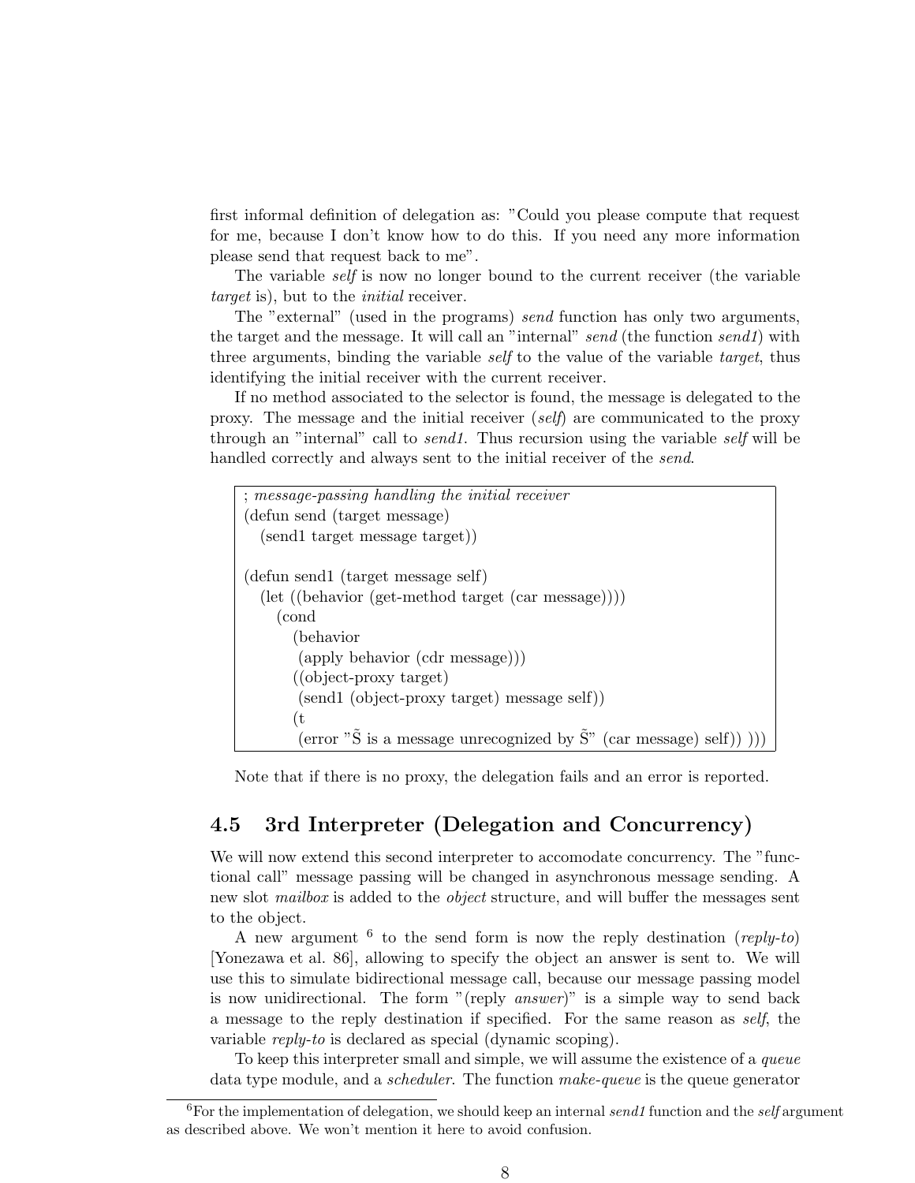first informal definition of delegation as: "Could you please compute that request for me, because I don't know how to do this. If you need any more information please send that request back to me".

The variable *self* is now no longer bound to the current receiver (the variable *target* is), but to the *initial* receiver.

The "external" (used in the programs) *send* function has only two arguments, the target and the message. It will call an "internal" *send* (the function *send1*) with three arguments, binding the variable *self* to the value of the variable *target*, thus identifying the initial receiver with the current receiver.

If no method associated to the selector is found, the message is delegated to the proxy. The message and the initial receiver (*self*) are communicated to the proxy through an "internal" call to *send1*. Thus recursion using the variable *self* will be handled correctly and always sent to the initial receiver of the *send*.

```
; message-passing handling the initial receiver
(defun send (target message)
   (send1 target message target))

(defun send1 (target message self)
   (let ((behavior (get-method target (car message))))
      (cond
         (behavior
          (apply behavior (cdr message)))
         ((object-proxy target)
          (send1 (object-proxy target) message self))
         (t
          (error "~S is a message unrecognized by ~S" (car message) self)) )))
```

Note that if there is no proxy, the delegation fails and an error is reported.

## 4.5 3rd Interpreter (Delegation and Concurrency)

We will now extend this second interpreter to accomodate concurrency. The "functional call" message passing will be changed in asynchronous message sending. A new slot *mailbox* is added to the *object* structure, and will buffer the messages sent to the object.

A new argument [6] to the send form is now the reply destination (*reply-to*) [Yonezawa et al. 86], allowing to specify the object an answer is sent to. We will use this to simulate bidirectional message call, because our message passing model is now unidirectional. The form "(reply *answer*)" is a simple way to send back a message to the reply destination if specified. For the same reason as *self*, the variable *reply-to* is declared as special (dynamic scoping).

To keep this interpreter small and simple, we will assume the existence of a *queue* data type module, and a *scheduler*. The function *make-queue* is the queue generator

[6] For the implementation of delegation, we should keep an internal *send1* function and the *self* argument as described above. We won't mention it here to avoid confusion.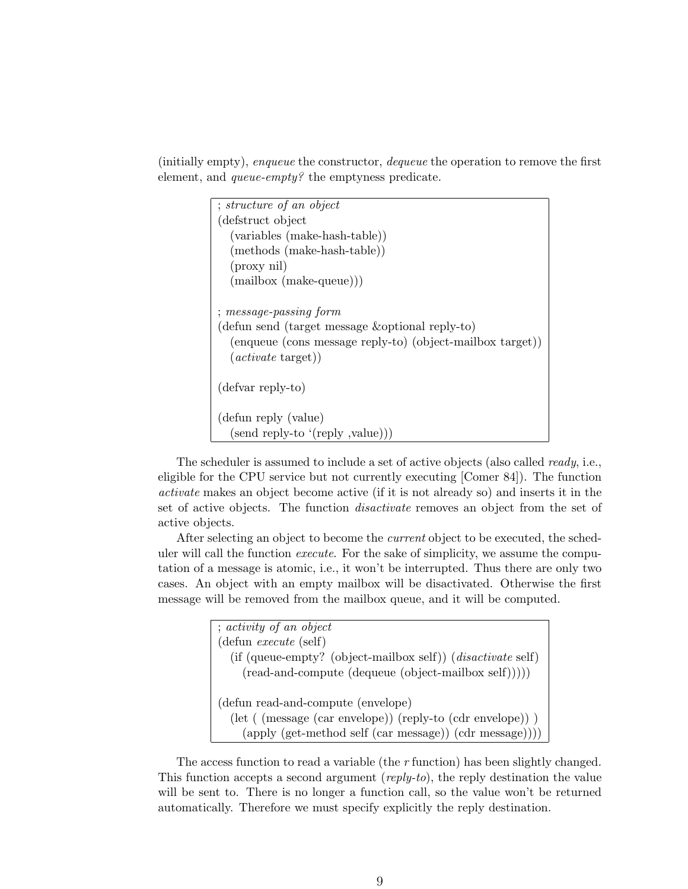(initially empty), *enqueue* the constructor, *dequeue* the operation to remove the first element, and *queue-empty?* the emptyness predicate.

```
; structure of an object
(defstruct object
   (variables (make-hash-table))
   (methods (make-hash-table))
   (proxy nil)
   (mailbox (make-queue)))

; message-passing form
(defun send (target message &optional reply-to)
   (enqueue (cons message reply-to) (object-mailbox target))
   (activate target))

(defvar reply-to)

(defun reply (value)
   (send reply-to `(reply ,value)))
```

The scheduler is assumed to include a set of active objects (also called *ready*, i.e., eligible for the CPU service but not currently executing [Comer 84]). The function *activate* makes an object become active (if it is not already so) and inserts it in the set of active objects. The function *disactivate* removes an object from the set of active objects.

After selecting an object to become the *current* object to be executed, the scheduler will call the function *execute*. For the sake of simplicity, we assume the computation of a message is atomic, i.e., it won't be interrupted. Thus there are only two cases. An object with an empty mailbox will be disactivated. Otherwise the first message will be removed from the mailbox queue, and it will be computed.

```
; activity of an object
(defun execute (self)
   (if (queue-empty? (object-mailbox self)) (disactivate self)
      (read-and-compute (dequeue (object-mailbox self)))))

(defun read-and-compute (envelope)
   (let ( (message (car envelope)) (reply-to (cdr envelope)) )
      (apply (get-method self (car message)) (cdr message))))
```

The access function to read a variable (the *r* function) has been slightly changed. This function accepts a second argument (*reply-to*), the reply destination the value will be sent to. There is no longer a function call, so the value won't be returned automatically. Therefore we must specify explicitly the reply destination.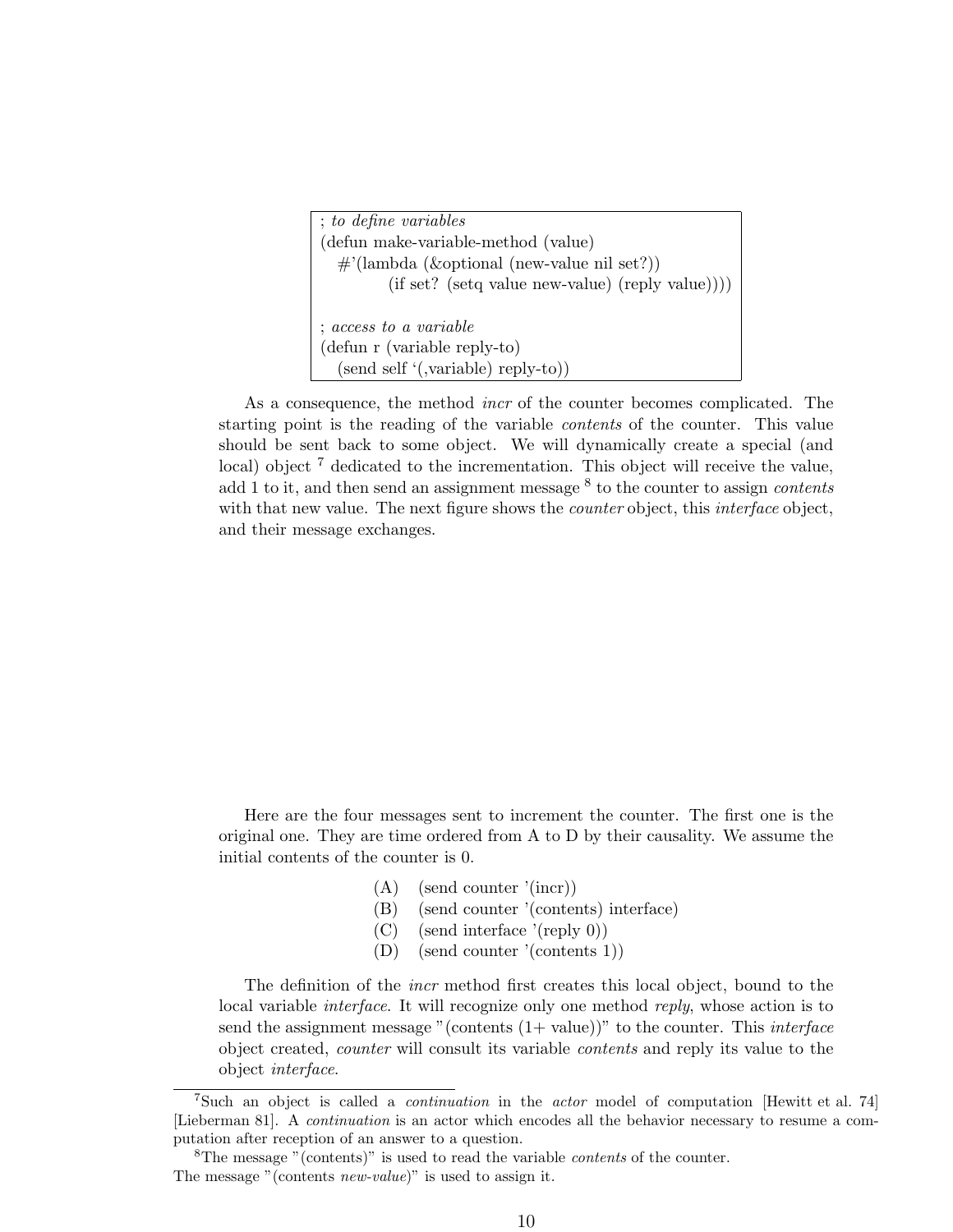```
; to define variables
(defun make-variable-method (value)
   #'(lambda (&optional (new-value nil set?))
          (if set? (setq value new-value) (reply value))))

; access to a variable
(defun r (variable reply-to)
   (send self '(,variable) reply-to))
```

As a consequence, the method *incr* of the counter becomes complicated. The starting point is the reading of the variable *contents* of the counter. This value should be sent back to some object. We will dynamically create a special (and local) object [7] dedicated to the incrementation. This object will receive the value, add 1 to it, and then send an assignment message [8] to the counter to assign *contents* with that new value. The next figure shows the *counter* object, this *interface* object, and their message exchanges.

Here are the four messages sent to increment the counter. The first one is the original one. They are time ordered from A to D by their causality. We assume the initial contents of the counter is 0.

- (A) (send counter '(incr))
- (B) (send counter '(contents) interface)
- (C) (send interface '(reply 0))
- (D) (send counter '(contents 1))

The definition of the *incr* method first creates this local object, bound to the local variable *interface*. It will recognize only one method *reply*, whose action is to send the assignment message "(contents (1+ value))" to the counter. This *interface* object created, *counter* will consult its variable *contents* and reply its value to the object *interface*.

---

[7] Such an object is called a *continuation* in the *actor* model of computation [Hewitt et al. 74] [Lieberman 81]. A *continuation* is an actor which encodes all the behavior necessary to resume a computation after reception of an answer to a question.

[8] The message "(contents)" is used to read the variable *contents* of the counter. The message "(contents *new-value*)" is used to assign it.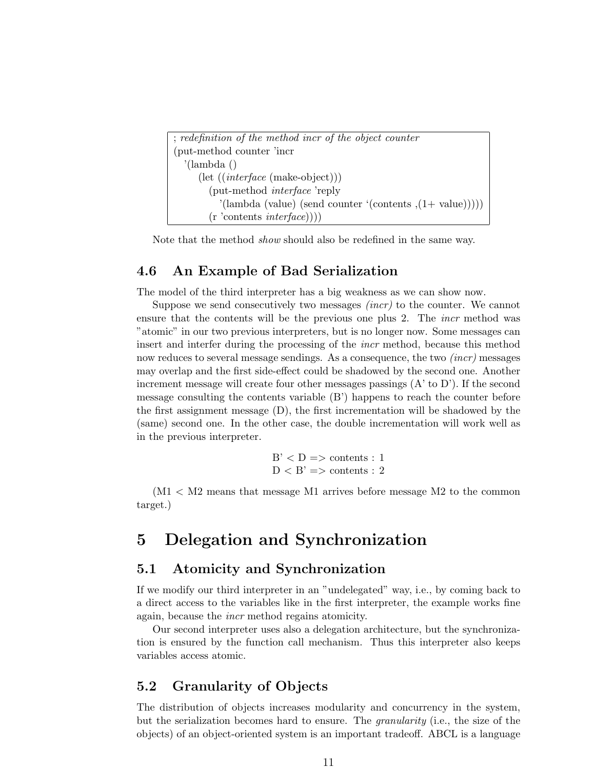```
; redefinition of the method incr of the object counter
(put-method counter 'incr
  '(lambda ()
     (let ((interface (make-object)))
       (put-method interface 'reply
         '(lambda (value) (send counter '(contents ,(1+ value)))))
       (r 'contents interface))))
```

Note that the method *show* should also be redefined in the same way.

### 4.6 An Example of Bad Serialization

The model of the third interpreter has a big weakness as we can show now.

Suppose we send consecutively two messages *(incr)* to the counter. We cannot ensure that the contents will be the previous one plus 2. The *incr* method was "atomic" in our two previous interpreters, but is no longer now. Some messages can insert and interfer during the processing of the *incr* method, because this method now reduces to several message sendings. As a consequence, the two *(incr)* messages may overlap and the first side-effect could be shadowed by the second one. Another increment message will create four other messages passings (A' to D'). If the second message consulting the contents variable (B') happens to reach the counter before the first assignment message (D), the first incrementation will be shadowed by the (same) second one. In the other case, the double incrementation will work well as in the previous interpreter.

B' < D => contents : 1
D < B' => contents : 2

(M1 < M2 means that message M1 arrives before message M2 to the common target.)

## 5 Delegation and Synchronization

### 5.1 Atomicity and Synchronization

If we modify our third interpreter in an "undelegated" way, i.e., by coming back to a direct access to the variables like in the first interpreter, the example works fine again, because the *incr* method regains atomicity.

Our second interpreter uses also a delegation architecture, but the synchronization is ensured by the function call mechanism. Thus this interpreter also keeps variables access atomic.

### 5.2 Granularity of Objects

The distribution of objects increases modularity and concurrency in the system, but the serialization becomes hard to ensure. The *granularity* (i.e., the size of the objects) of an object-oriented system is an important tradeoff. ABCL is a language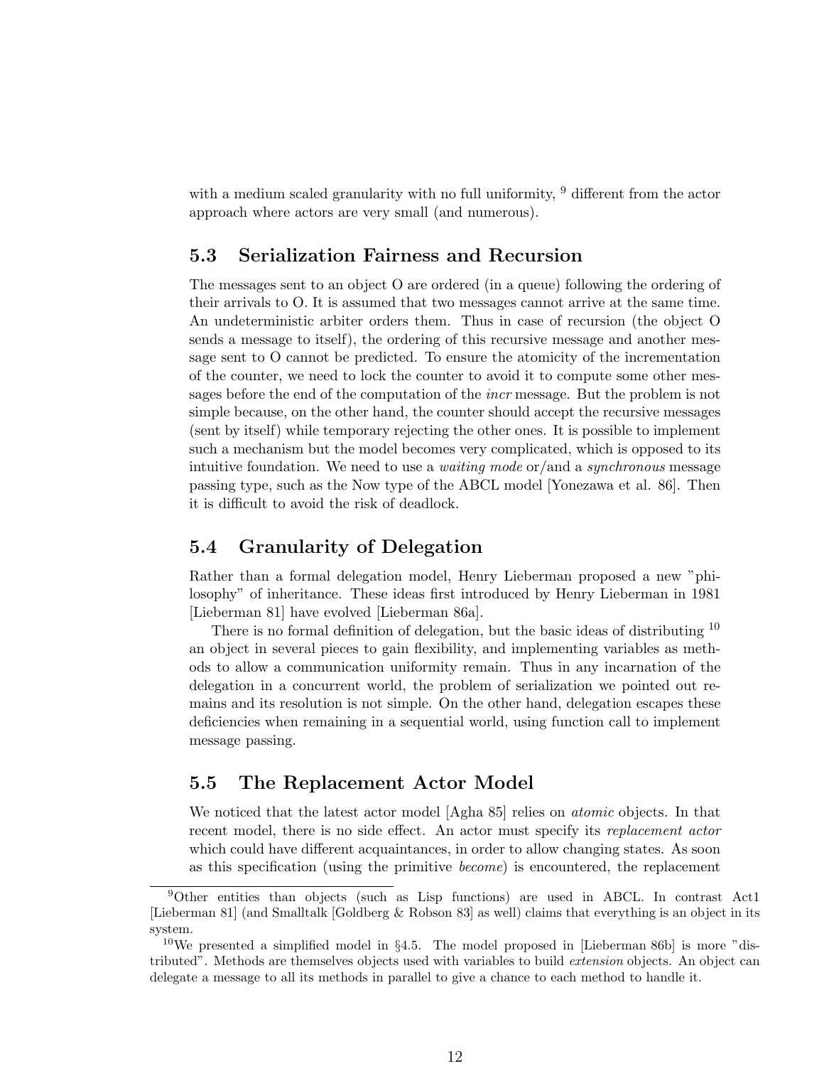with a medium scaled granularity with no full uniformity, [9] different from the actor approach where actors are very small (and numerous).

## 5.3 Serialization Fairness and Recursion

The messages sent to an object O are ordered (in a queue) following the ordering of their arrivals to O. It is assumed that two messages cannot arrive at the same time. An undeterministic arbiter orders them. Thus in case of recursion (the object O sends a message to itself), the ordering of this recursive message and another message sent to O cannot be predicted. To ensure the atomicity of the incrementation of the counter, we need to lock the counter to avoid it to compute some other messages before the end of the computation of the *incr* message. But the problem is not simple because, on the other hand, the counter should accept the recursive messages (sent by itself) while temporary rejecting the other ones. It is possible to implement such a mechanism but the model becomes very complicated, which is opposed to its intuitive foundation. We need to use a *waiting mode* or/and a *synchronous* message passing type, such as the Now type of the ABCL model [Yonezawa et al. 86]. Then it is difficult to avoid the risk of deadlock.

## 5.4 Granularity of Delegation

Rather than a formal delegation model, Henry Lieberman proposed a new "philosophy" of inheritance. These ideas first introduced by Henry Lieberman in 1981 [Lieberman 81] have evolved [Lieberman 86a].

There is no formal definition of delegation, but the basic ideas of distributing [10] an object in several pieces to gain flexibility, and implementing variables as methods to allow a communication uniformity remain. Thus in any incarnation of the delegation in a concurrent world, the problem of serialization we pointed out remains and its resolution is not simple. On the other hand, delegation escapes these deficiencies when remaining in a sequential world, using function call to implement message passing.

## 5.5 The Replacement Actor Model

We noticed that the latest actor model [Agha 85] relies on *atomic* objects. In that recent model, there is no side effect. An actor must specify its *replacement actor* which could have different acquaintances, in order to allow changing states. As soon as this specification (using the primitive *become*) is encountered, the replacement

---

[9] Other entities than objects (such as Lisp functions) are used in ABCL. In contrast Act1 [Lieberman 81] (and Smalltalk [Goldberg & Robson 83] as well) claims that everything is an object in its system.

[10] We presented a simplified model in §4.5. The model proposed in [Lieberman 86b] is more "distributed". Methods are themselves objects used with variables to build *extension* objects. An object can delegate a message to all its methods in parallel to give a chance to each method to handle it.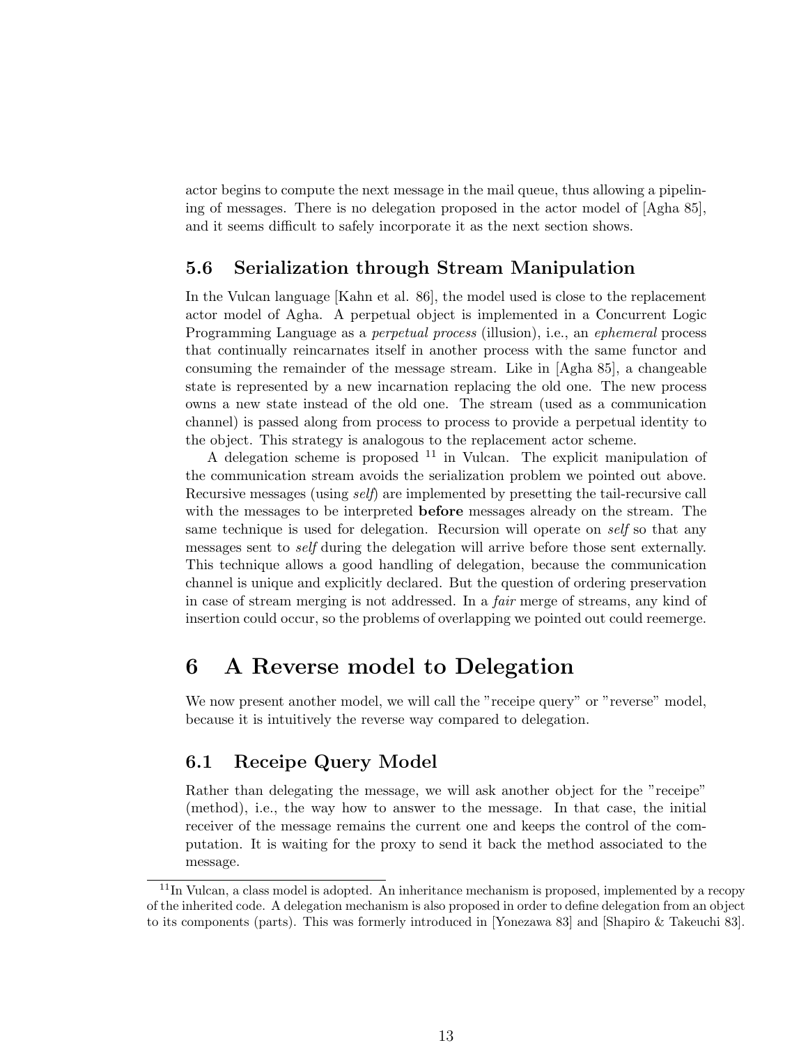actor begins to compute the next message in the mail queue, thus allowing a pipelining of messages. There is no delegation proposed in the actor model of [Agha 85], and it seems difficult to safely incorporate it as the next section shows.

### 5.6 Serialization through Stream Manipulation

In the Vulcan language [Kahn et al. 86], the model used is close to the replacement actor model of Agha. A perpetual object is implemented in a Concurrent Logic Programming Language as a *perpetual process* (illusion), i.e., an *ephemeral* process that continually reincarnates itself in another process with the same functor and consuming the remainder of the message stream. Like in [Agha 85], a changeable state is represented by a new incarnation replacing the old one. The new process owns a new state instead of the old one. The stream (used as a communication channel) is passed along from process to process to provide a perpetual identity to the object. This strategy is analogous to the replacement actor scheme.

A delegation scheme is proposed [11] in Vulcan. The explicit manipulation of the communication stream avoids the serialization problem we pointed out above. Recursive messages (using *self*) are implemented by presetting the tail-recursive call with the messages to be interpreted **before** messages already on the stream. The same technique is used for delegation. Recursion will operate on *self* so that any messages sent to *self* during the delegation will arrive before those sent externally. This technique allows a good handling of delegation, because the communication channel is unique and explicitly declared. But the question of ordering preservation in case of stream merging is not addressed. In a *fair* merge of streams, any kind of insertion could occur, so the problems of overlapping we pointed out could reemerge.

## 6 A Reverse model to Delegation

We now present another model, we will call the "receipe query" or "reverse" model, because it is intuitively the reverse way compared to delegation.

### 6.1 Receipe Query Model

Rather than delegating the message, we will ask another object for the "receipe" (method), i.e., the way how to answer to the message. In that case, the initial receiver of the message remains the current one and keeps the control of the computation. It is waiting for the proxy to send it back the method associated to the message.

[11] In Vulcan, a class model is adopted. An inheritance mechanism is proposed, implemented by a recopy of the inherited code. A delegation mechanism is also proposed in order to define delegation from an object to its components (parts). This was formerly introduced in [Yonezawa 83] and [Shapiro & Takeuchi 83].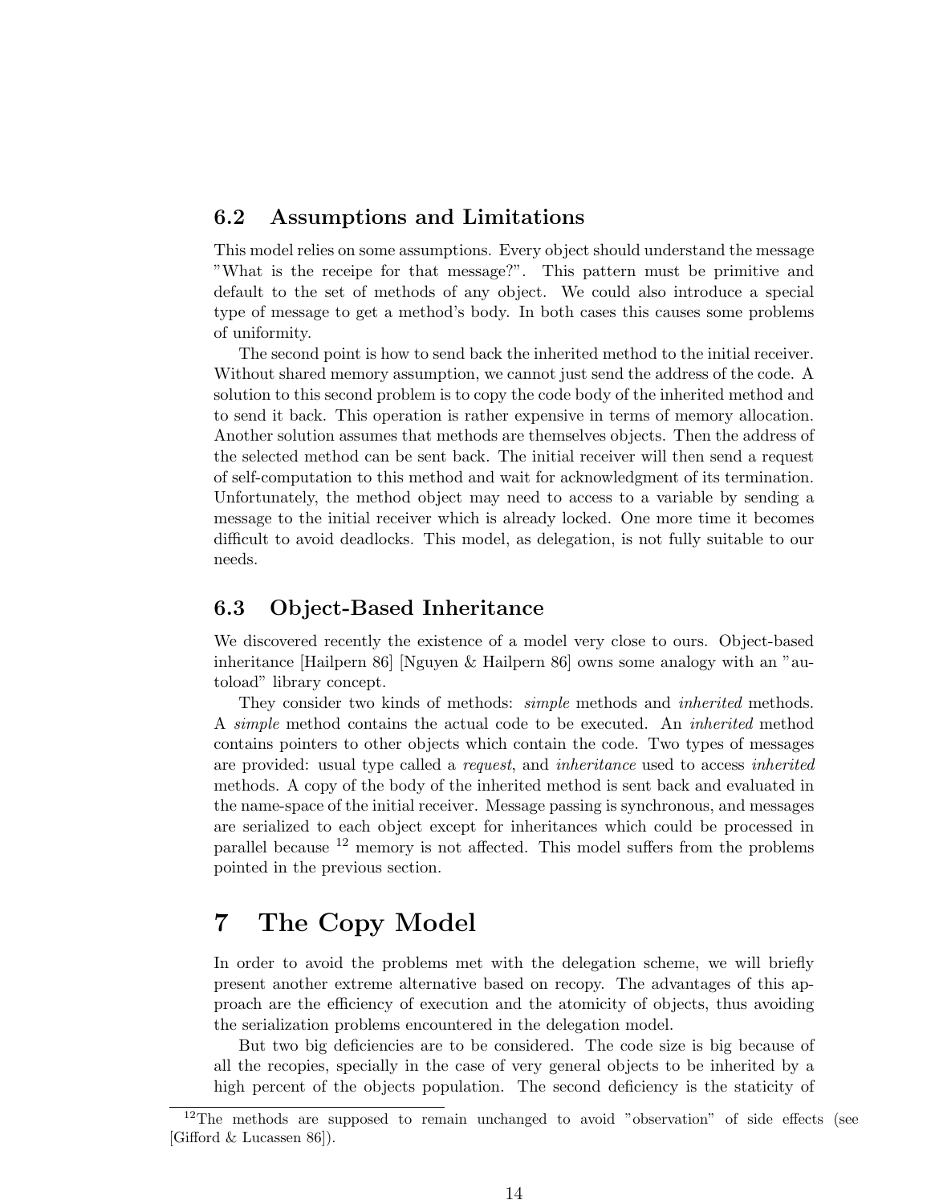## 6.2 Assumptions and Limitations

This model relies on some assumptions. Every object should understand the message "What is the receipe for that message?". This pattern must be primitive and default to the set of methods of any object. We could also introduce a special type of message to get a method's body. In both cases this causes some problems of uniformity.

The second point is how to send back the inherited method to the initial receiver. Without shared memory assumption, we cannot just send the address of the code. A solution to this second problem is to copy the code body of the inherited method and to send it back. This operation is rather expensive in terms of memory allocation. Another solution assumes that methods are themselves objects. Then the address of the selected method can be sent back. The initial receiver will then send a request of self-computation to this method and wait for acknowledgment of its termination. Unfortunately, the method object may need to access to a variable by sending a message to the initial receiver which is already locked. One more time it becomes difficult to avoid deadlocks. This model, as delegation, is not fully suitable to our needs.

## 6.3 Object-Based Inheritance

We discovered recently the existence of a model very close to ours. Object-based inheritance [Hailpern 86] [Nguyen & Hailpern 86] owns some analogy with an "autoload" library concept.

They consider two kinds of methods: *simple* methods and *inherited* methods. A *simple* method contains the actual code to be executed. An *inherited* method contains pointers to other objects which contain the code. Two types of messages are provided: usual type called a *request*, and *inheritance* used to access *inherited* methods. A copy of the body of the inherited method is sent back and evaluated in the name-space of the initial receiver. Message passing is synchronous, and messages are serialized to each object except for inheritances which could be processed in parallel because [12] memory is not affected. This model suffers from the problems pointed in the previous section.

# 7 The Copy Model

In order to avoid the problems met with the delegation scheme, we will briefly present another extreme alternative based on recopy. The advantages of this approach are the efficiency of execution and the atomicity of objects, thus avoiding the serialization problems encountered in the delegation model.

But two big deficiencies are to be considered. The code size is big because of all the recopies, specially in the case of very general objects to be inherited by a high percent of the objects population. The second deficiency is the staticity of

[12] The methods are supposed to remain unchanged to avoid "observation" of side effects (see [Gifford & Lucassen 86]).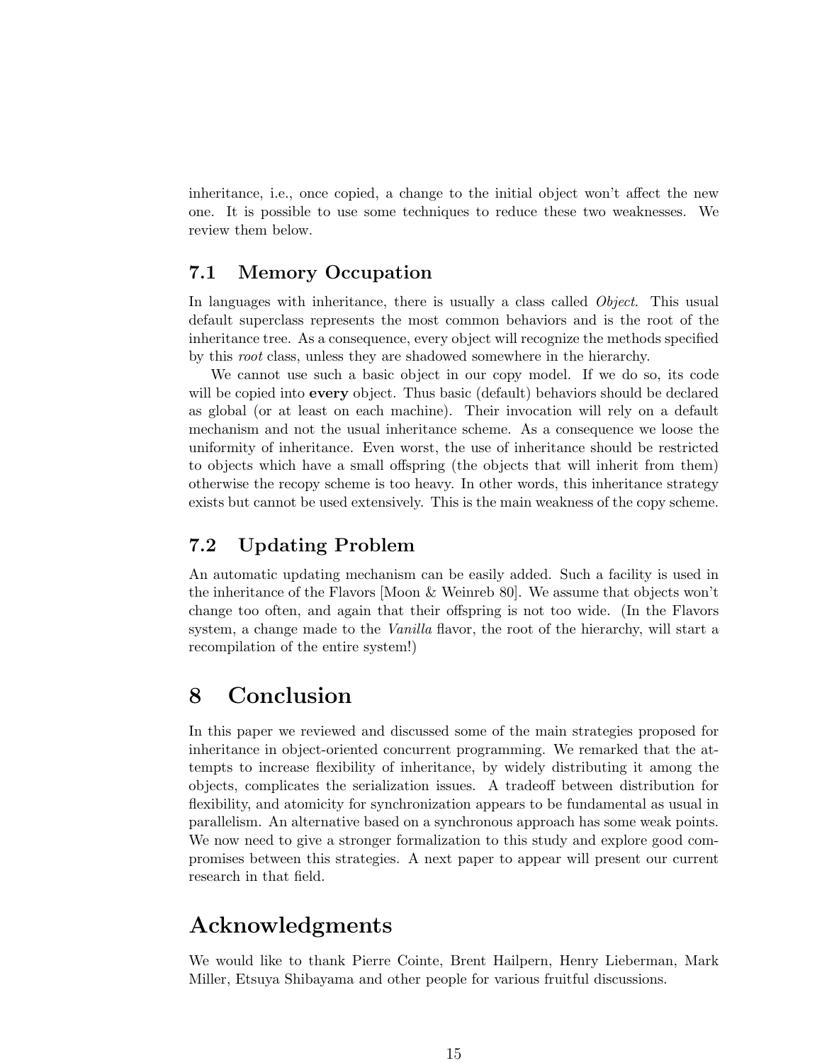inheritance, i.e., once copied, a change to the initial object won't affect the new one. It is possible to use some techniques to reduce these two weaknesses. We review them below.

## 7.1 Memory Occupation

In languages with inheritance, there is usually a class called *Object*. This usual default superclass represents the most common behaviors and is the root of the inheritance tree. As a consequence, every object will recognize the methods specified by this *root* class, unless they are shadowed somewhere in the hierarchy.

We cannot use such a basic object in our copy model. If we do so, its code will be copied into **every** object. Thus basic (default) behaviors should be declared as global (or at least on each machine). Their invocation will rely on a default mechanism and not the usual inheritance scheme. As a consequence we loose the uniformity of inheritance. Even worst, the use of inheritance should be restricted to objects which have a small offspring (the objects that will inherit from them) otherwise the recopy scheme is too heavy. In other words, this inheritance strategy exists but cannot be used extensively. This is the main weakness of the copy scheme.

## 7.2 Updating Problem

An automatic updating mechanism can be easily added. Such a facility is used in the inheritance of the Flavors [Moon & Weinreb 80]. We assume that objects won't change too often, and again that their offspring is not too wide. (In the Flavors system, a change made to the *Vanilla* flavor, the root of the hierarchy, will start a recompilation of the entire system!)

# 8 Conclusion

In this paper we reviewed and discussed some of the main strategies proposed for inheritance in object-oriented concurrent programming. We remarked that the attempts to increase flexibility of inheritance, by widely distributing it among the objects, complicates the serialization issues. A tradeoff between distribution for flexibility, and atomicity for synchronization appears to be fundamental as usual in parallelism. An alternative based on a synchronous approach has some weak points. We now need to give a stronger formalization to this study and explore good compromises between this strategies. A next paper to appear will present our current research in that field.

# Acknowledgments

We would like to thank Pierre Cointe, Brent Hailpern, Henry Lieberman, Mark Miller, Etsuya Shibayama and other people for various fruitful discussions.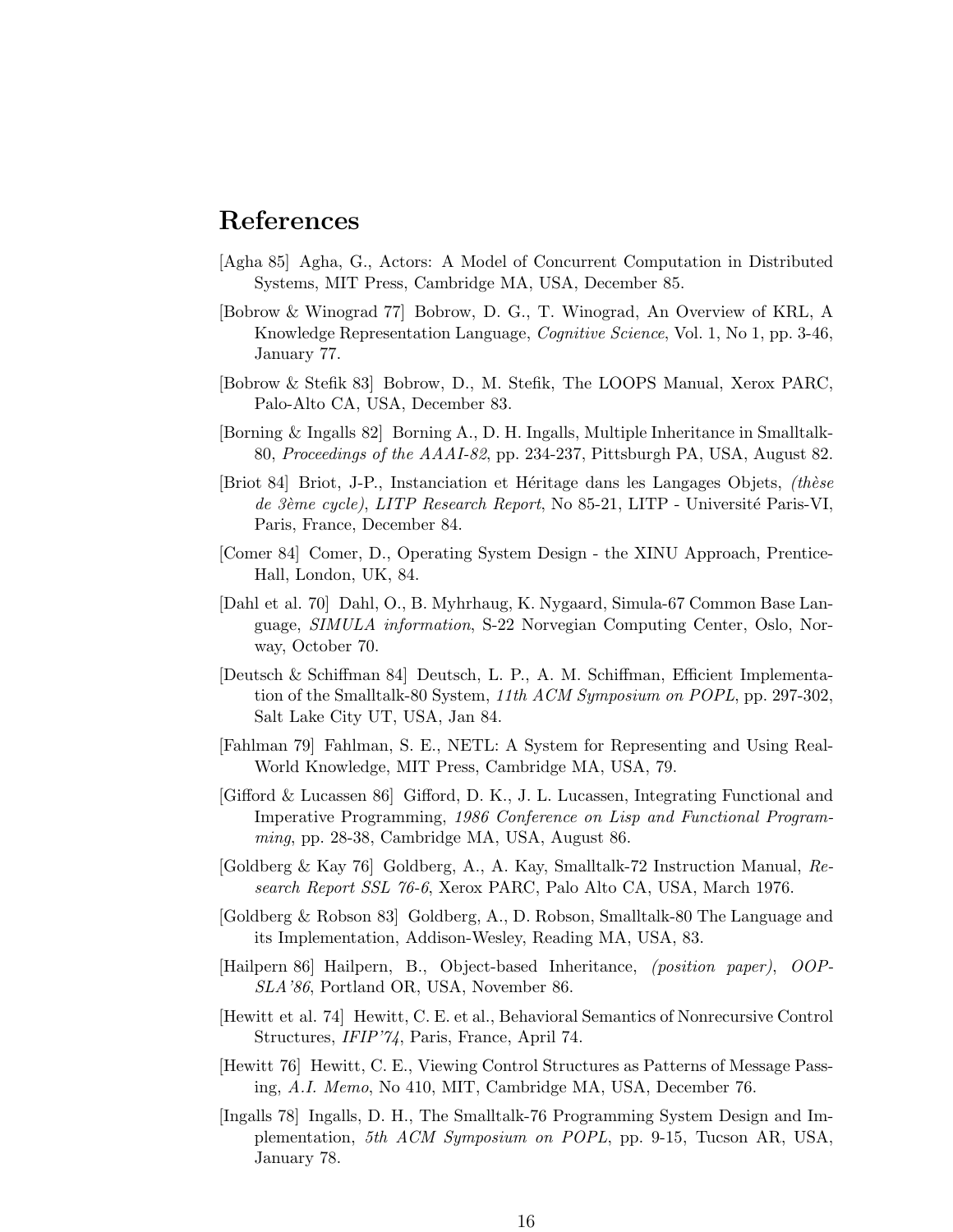# References

[Agha 85] Agha, G., Actors: A Model of Concurrent Computation in Distributed Systems, MIT Press, Cambridge MA, USA, December 85.

[Bobrow & Winograd 77] Bobrow, D. G., T. Winograd, An Overview of KRL, A Knowledge Representation Language, *Cognitive Science*, Vol. 1, No 1, pp. 3-46, January 77.

[Bobrow & Stefik 83] Bobrow, D., M. Stefik, The LOOPS Manual, Xerox PARC, Palo-Alto CA, USA, December 83.

[Borning & Ingalls 82] Borning A., D. H. Ingalls, Multiple Inheritance in Smalltalk-80, *Proceedings of the AAAI-82*, pp. 234-237, Pittsburgh PA, USA, August 82.

[Briot 84] Briot, J-P., Instanciation et Héritage dans les Langages Objets, *(thèse de 3ème cycle)*, *LITP Research Report*, No 85-21, LITP - Université Paris-VI, Paris, France, December 84.

[Comer 84] Comer, D., Operating System Design - the XINU Approach, Prentice-Hall, London, UK, 84.

[Dahl et al. 70] Dahl, O., B. Myhrhaug, K. Nygaard, Simula-67 Common Base Language, *SIMULA information*, S-22 Norvegian Computing Center, Oslo, Norway, October 70.

[Deutsch & Schiffman 84] Deutsch, L. P., A. M. Schiffman, Efficient Implementation of the Smalltalk-80 System, *11th ACM Symposium on POPL*, pp. 297-302, Salt Lake City UT, USA, Jan 84.

[Fahlman 79] Fahlman, S. E., NETL: A System for Representing and Using Real-World Knowledge, MIT Press, Cambridge MA, USA, 79.

[Gifford & Lucassen 86] Gifford, D. K., J. L. Lucassen, Integrating Functional and Imperative Programming, *1986 Conference on Lisp and Functional Programming*, pp. 28-38, Cambridge MA, USA, August 86.

[Goldberg & Kay 76] Goldberg, A., A. Kay, Smalltalk-72 Instruction Manual, *Research Report SSL 76-6*, Xerox PARC, Palo Alto CA, USA, March 1976.

[Goldberg & Robson 83] Goldberg, A., D. Robson, Smalltalk-80 The Language and its Implementation, Addison-Wesley, Reading MA, USA, 83.

[Hailpern 86] Hailpern, B., Object-based Inheritance, *(position paper)*, *OOPSLA'86*, Portland OR, USA, November 86.

[Hewitt et al. 74] Hewitt, C. E. et al., Behavioral Semantics of Nonrecursive Control Structures, *IFIP'74*, Paris, France, April 74.

[Hewitt 76] Hewitt, C. E., Viewing Control Structures as Patterns of Message Passing, *A.I. Memo*, No 410, MIT, Cambridge MA, USA, December 76.

[Ingalls 78] Ingalls, D. H., The Smalltalk-76 Programming System Design and Implementation, *5th ACM Symposium on POPL*, pp. 9-15, Tucson AR, USA, January 78.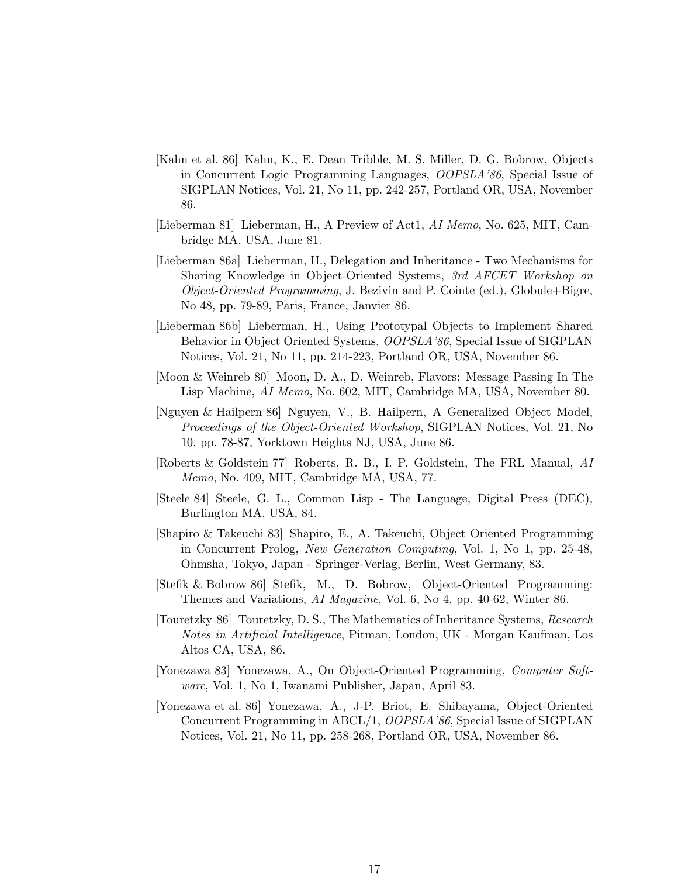[Kahn et al. 86] Kahn, K., E. Dean Tribble, M. S. Miller, D. G. Bobrow, Objects in Concurrent Logic Programming Languages, *OOPSLA'86*, Special Issue of SIGPLAN Notices, Vol. 21, No 11, pp. 242-257, Portland OR, USA, November 86.

[Lieberman 81] Lieberman, H., A Preview of Act1, *AI Memo*, No. 625, MIT, Cambridge MA, USA, June 81.

[Lieberman 86a] Lieberman, H., Delegation and Inheritance - Two Mechanisms for Sharing Knowledge in Object-Oriented Systems, *3rd AFCET Workshop on Object-Oriented Programming*, J. Bezivin and P. Cointe (ed.), Globule+Bigre, No 48, pp. 79-89, Paris, France, Janvier 86.

[Lieberman 86b] Lieberman, H., Using Prototypal Objects to Implement Shared Behavior in Object Oriented Systems, *OOPSLA'86*, Special Issue of SIGPLAN Notices, Vol. 21, No 11, pp. 214-223, Portland OR, USA, November 86.

[Moon & Weinreb 80] Moon, D. A., D. Weinreb, Flavors: Message Passing In The Lisp Machine, *AI Memo*, No. 602, MIT, Cambridge MA, USA, November 80.

[Nguyen & Hailpern 86] Nguyen, V., B. Hailpern, A Generalized Object Model, *Proceedings of the Object-Oriented Workshop*, SIGPLAN Notices, Vol. 21, No 10, pp. 78-87, Yorktown Heights NJ, USA, June 86.

[Roberts & Goldstein 77] Roberts, R. B., I. P. Goldstein, The FRL Manual, *AI Memo*, No. 409, MIT, Cambridge MA, USA, 77.

[Steele 84] Steele, G. L., Common Lisp - The Language, Digital Press (DEC), Burlington MA, USA, 84.

[Shapiro & Takeuchi 83] Shapiro, E., A. Takeuchi, Object Oriented Programming in Concurrent Prolog, *New Generation Computing*, Vol. 1, No 1, pp. 25-48, Ohmsha, Tokyo, Japan - Springer-Verlag, Berlin, West Germany, 83.

[Stefik & Bobrow 86] Stefik, M., D. Bobrow, Object-Oriented Programming: Themes and Variations, *AI Magazine*, Vol. 6, No 4, pp. 40-62, Winter 86.

[Touretzky 86] Touretzky, D. S., The Mathematics of Inheritance Systems, *Research Notes in Artificial Intelligence*, Pitman, London, UK - Morgan Kaufman, Los Altos CA, USA, 86.

[Yonezawa 83] Yonezawa, A., On Object-Oriented Programming, *Computer Software*, Vol. 1, No 1, Iwanami Publisher, Japan, April 83.

[Yonezawa et al. 86] Yonezawa, A., J-P. Briot, E. Shibayama, Object-Oriented Concurrent Programming in ABCL/1, *OOPSLA'86*, Special Issue of SIGPLAN Notices, Vol. 21, No 11, pp. 258-268, Portland OR, USA, November 86.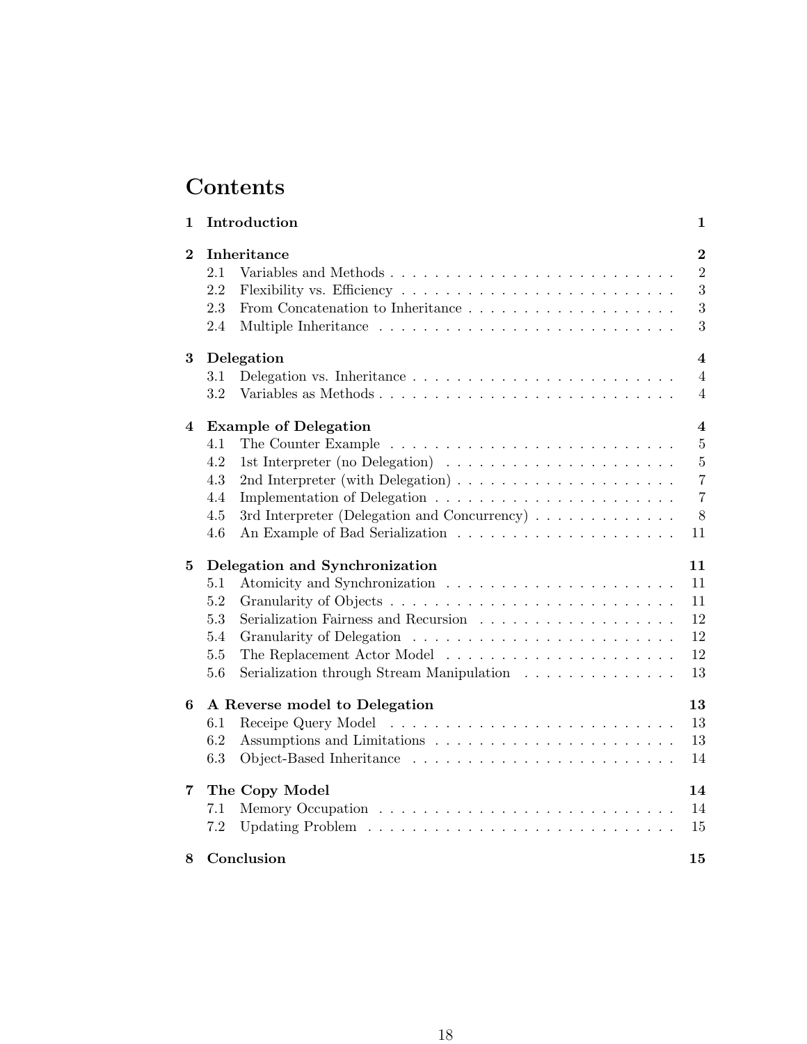# Contents

| | | |
|---|---|---|
| **1** | **Introduction** | **1** |
| **2** | **Inheritance** | **2** |
| 2.1 | Variables and Methods | 2 |
| 2.2 | Flexibility vs. Efficiency | 3 |
| 2.3 | From Concatenation to Inheritance | 3 |
| 2.4 | Multiple Inheritance | 3 |
| **3** | **Delegation** | **4** |
| 3.1 | Delegation vs. Inheritance | 4 |
| 3.2 | Variables as Methods | 4 |
| **4** | **Example of Delegation** | **4** |
| 4.1 | The Counter Example | 5 |
| 4.2 | 1st Interpreter (no Delegation) | 5 |
| 4.3 | 2nd Interpreter (with Delegation) | 7 |
| 4.4 | Implementation of Delegation | 7 |
| 4.5 | 3rd Interpreter (Delegation and Concurrency) | 8 |
| 4.6 | An Example of Bad Serialization | 11 |
| **5** | **Delegation and Synchronization** | **11** |
| 5.1 | Atomicity and Synchronization | 11 |
| 5.2 | Granularity of Objects | 11 |
| 5.3 | Serialization Fairness and Recursion | 12 |
| 5.4 | Granularity of Delegation | 12 |
| 5.5 | The Replacement Actor Model | 12 |
| 5.6 | Serialization through Stream Manipulation | 13 |
| **6** | **A Reverse model to Delegation** | **13** |
| 6.1 | Receipe Query Model | 13 |
| 6.2 | Assumptions and Limitations | 13 |
| 6.3 | Object-Based Inheritance | 14 |
| **7** | **The Copy Model** | **14** |
| 7.1 | Memory Occupation | 14 |
| 7.2 | Updating Problem | 15 |
| **8** | **Conclusion** | **15** |